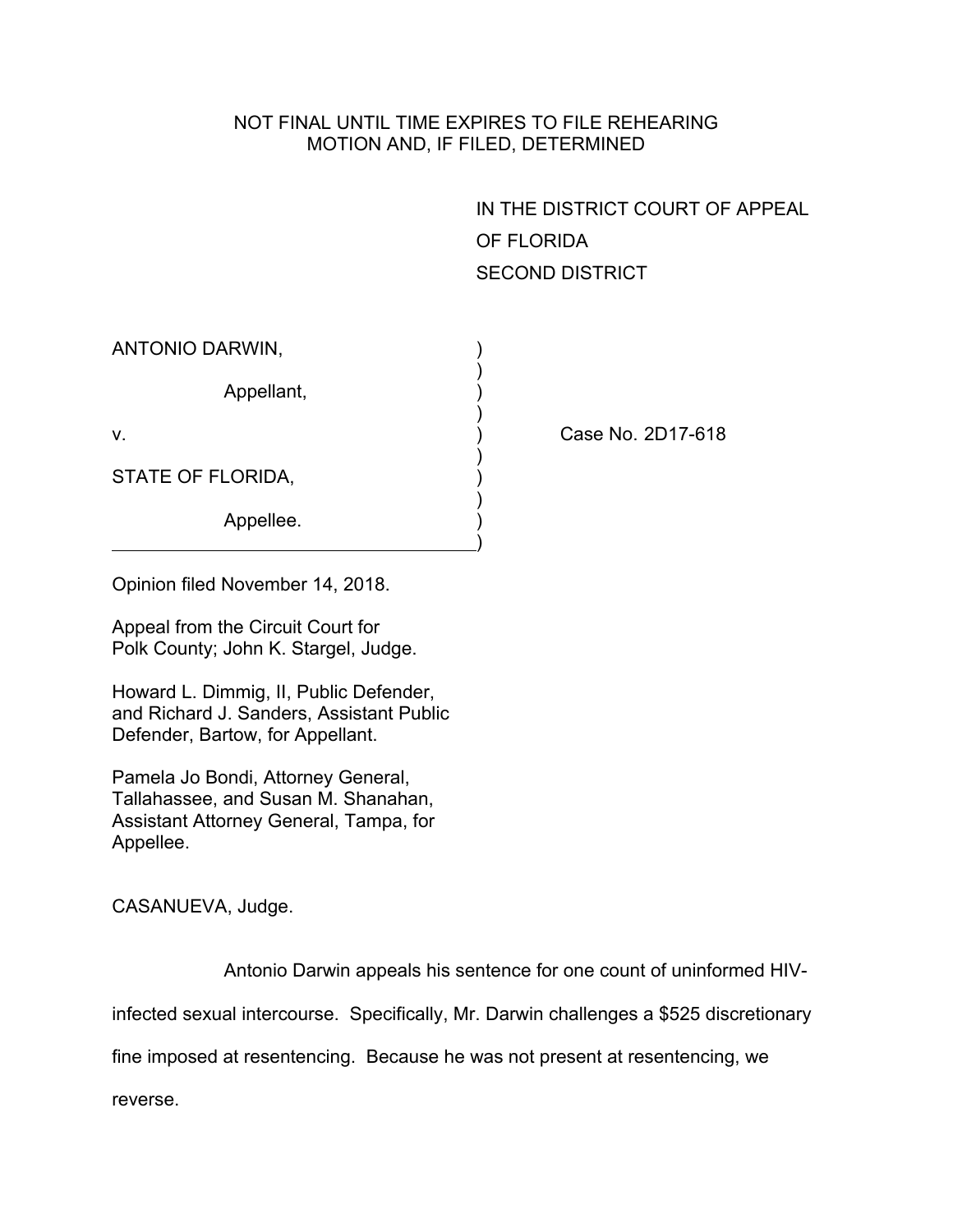NOT FINAL UNTIL TIME EXPIRES TO FILE REHEARING
MOTION AND, IF FILED, DETERMINED

IN THE DISTRICT COURT OF APPEAL
OF FLORIDA
SECOND DISTRICT

ANTONIO DARWIN,

Appellant,

v.

STATE OF FLORIDA,

Appellee.

Case No. 2D17-618

Opinion filed November 14, 2018.

Appeal from the Circuit Court for Polk County; John K. Stargel, Judge.

Howard L. Dimmig, II, Public Defender, and Richard J. Sanders, Assistant Public Defender, Bartow, for Appellant.

Pamela Jo Bondi, Attorney General, Tallahassee, and Susan M. Shanahan, Assistant Attorney General, Tampa, for Appellee.

CASANUEVA, Judge.

Antonio Darwin appeals his sentence for one count of uninformed HIV-infected sexual intercourse. Specifically, Mr. Darwin challenges a $525 discretionary fine imposed at resentencing. Because he was not present at resentencing, we reverse.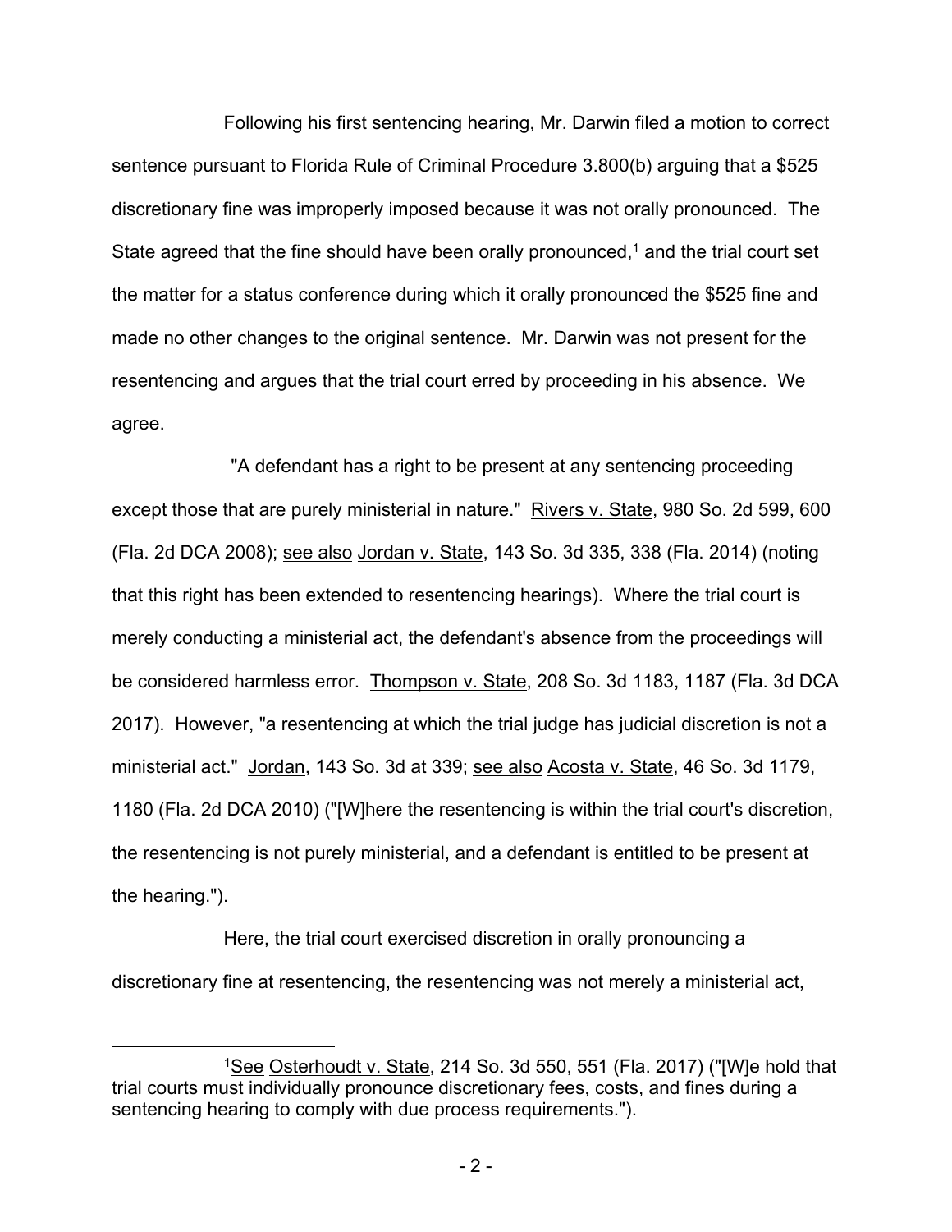Following his first sentencing hearing, Mr. Darwin filed a motion to correct sentence pursuant to Florida Rule of Criminal Procedure 3.800(b) arguing that a $525 discretionary fine was improperly imposed because it was not orally pronounced. The State agreed that the fine should have been orally pronounced,[1] and the trial court set the matter for a status conference during which it orally pronounced the $525 fine and made no other changes to the original sentence. Mr. Darwin was not present for the resentencing and argues that the trial court erred by proceeding in his absence. We agree.

"A defendant has a right to be present at any sentencing proceeding except those that are purely ministerial in nature." Rivers v. State, 980 So. 2d 599, 600 (Fla. 2d DCA 2008); see also Jordan v. State, 143 So. 3d 335, 338 (Fla. 2014) (noting that this right has been extended to resentencing hearings). Where the trial court is merely conducting a ministerial act, the defendant's absence from the proceedings will be considered harmless error. Thompson v. State, 208 So. 3d 1183, 1187 (Fla. 3d DCA 2017). However, "a resentencing at which the trial judge has judicial discretion is not a ministerial act." Jordan, 143 So. 3d at 339; see also Acosta v. State, 46 So. 3d 1179, 1180 (Fla. 2d DCA 2010) ("[W]here the resentencing is within the trial court's discretion, the resentencing is not purely ministerial, and a defendant is entitled to be present at the hearing.").

Here, the trial court exercised discretion in orally pronouncing a discretionary fine at resentencing, the resentencing was not merely a ministerial act,

---

[1] See Osterhoudt v. State, 214 So. 3d 550, 551 (Fla. 2017) ("[W]e hold that trial courts must individually pronounce discretionary fees, costs, and fines during a sentencing hearing to comply with due process requirements.").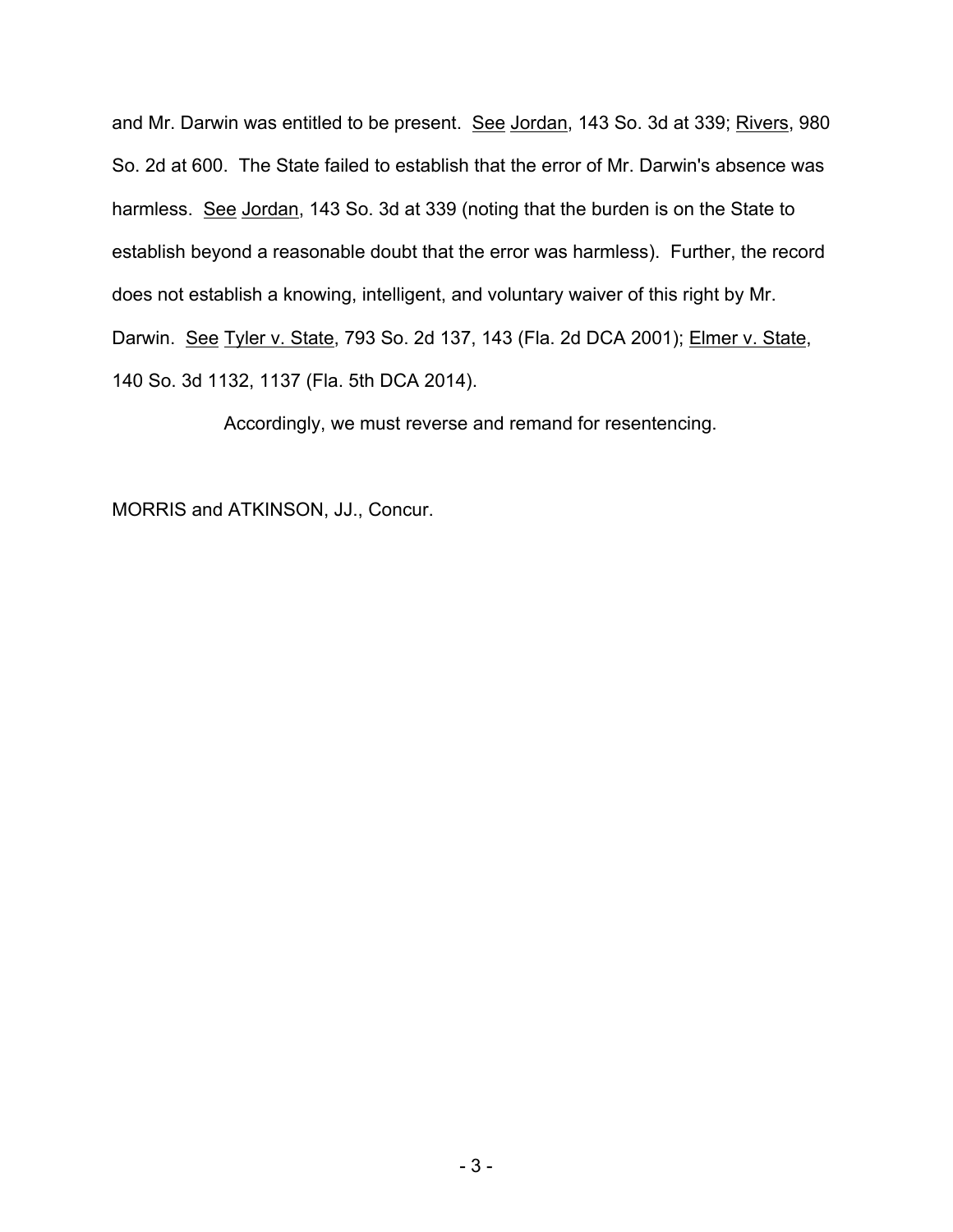and Mr. Darwin was entitled to be present. See Jordan, 143 So. 3d at 339; Rivers, 980 So. 2d at 600. The State failed to establish that the error of Mr. Darwin's absence was harmless. See Jordan, 143 So. 3d at 339 (noting that the burden is on the State to establish beyond a reasonable doubt that the error was harmless). Further, the record does not establish a knowing, intelligent, and voluntary waiver of this right by Mr. Darwin. See Tyler v. State, 793 So. 2d 137, 143 (Fla. 2d DCA 2001); Elmer v. State, 140 So. 3d 1132, 1137 (Fla. 5th DCA 2014).

Accordingly, we must reverse and remand for resentencing.

MORRIS and ATKINSON, JJ., Concur.